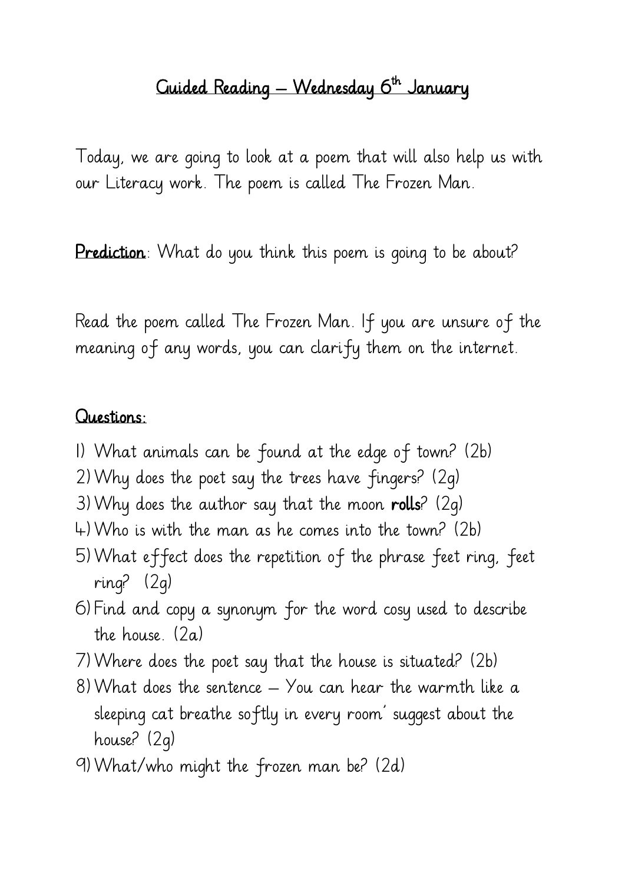# <u>Guided Reading – Wednesday 6th January</u>

Today, we are going to look at a poem that will also help us with our Literacy work. The poem is called The Frozen Man.

**<u>Prediction</u>**: What do you think this poem is going to be about?

Read the poem called The Frozen Man. If you are unsure of the meaning of any words, you can clarify them on the internet.

## <u>Questions:</u>

1) What animals can be found at the edge of town? (2b)
2) Why does the poet say the trees have fingers? (2g)
3) Why does the author say that the moon **rolls**? (2g)
4) Who is with the man as he comes into the town? (2b)
5) What effect does the repetition of the phrase feet ring, feet ring? (2g)
6) Find and copy a synonym for the word cosy used to describe the house. (2a)
7) Where does the poet say that the house is situated? (2b)
8) What does the sentence – You can hear the warmth like a sleeping cat breathe softly in every room' suggest about the house? (2g)
9) What/who might the frozen man be? (2d)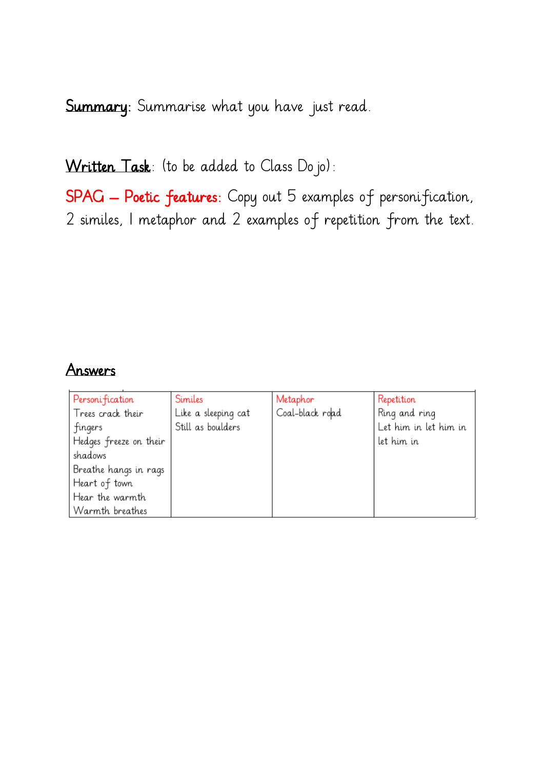**Summary**: Summarise what you have just read.

**Written Task**: (to be added to Class Dojo):

**SPAG – Poetic features**: Copy out 5 examples of personification, 2 similes, 1 metaphor and 2 examples of repetition from the text.

## Answers

| Personification | Similes | Metaphor | Repetition |
| --- | --- | --- | --- |
| Trees crack their fingers<br>Hedges freeze on their shadows<br>Breathe hangs in rags<br>Heart of town<br>Hear the warmth<br>Warmth breathes | Like a sleeping cat<br>Still as boulders | Coal-black road | Ring and ring<br>Let him in let him in let him in |